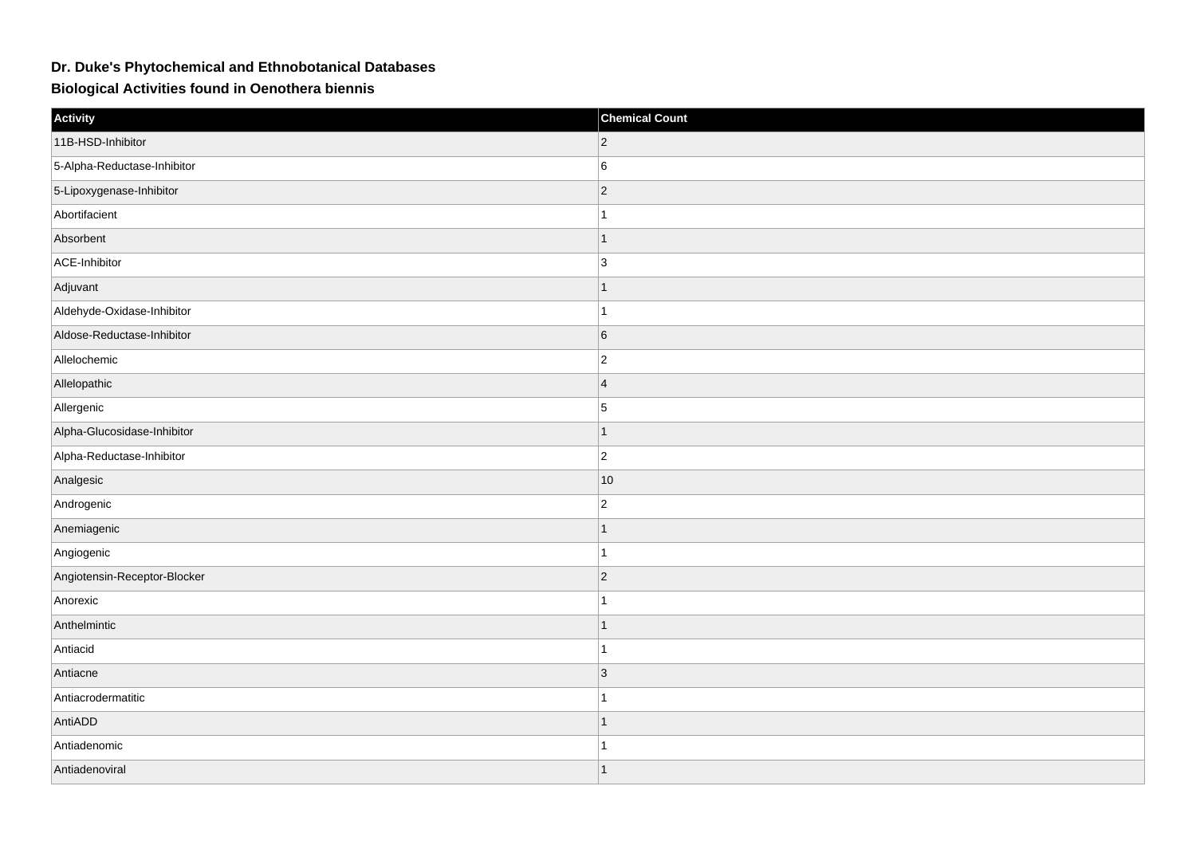## Dr. Duke's Phytochemical and Ethnobotanical Databases

### Biological Activities found in Oenothera biennis

| Activity | Chemical Count |
| --- | --- |
| 11B-HSD-Inhibitor | 2 |
| 5-Alpha-Reductase-Inhibitor | 6 |
| 5-Lipoxygenase-Inhibitor | 2 |
| Abortifacient | 1 |
| Absorbent | 1 |
| ACE-Inhibitor | 3 |
| Adjuvant | 1 |
| Aldehyde-Oxidase-Inhibitor | 1 |
| Aldose-Reductase-Inhibitor | 6 |
| Allelochemic | 2 |
| Allelopathic | 4 |
| Allergenic | 5 |
| Alpha-Glucosidase-Inhibitor | 1 |
| Alpha-Reductase-Inhibitor | 2 |
| Analgesic | 10 |
| Androgenic | 2 |
| Anemiagenic | 1 |
| Angiogenic | 1 |
| Angiotensin-Receptor-Blocker | 2 |
| Anorexic | 1 |
| Anthelmintic | 1 |
| Antiacid | 1 |
| Antiacne | 3 |
| Antiacrodermatitic | 1 |
| AntiADD | 1 |
| Antiadenomic | 1 |
| Antiadenoviral | 1 |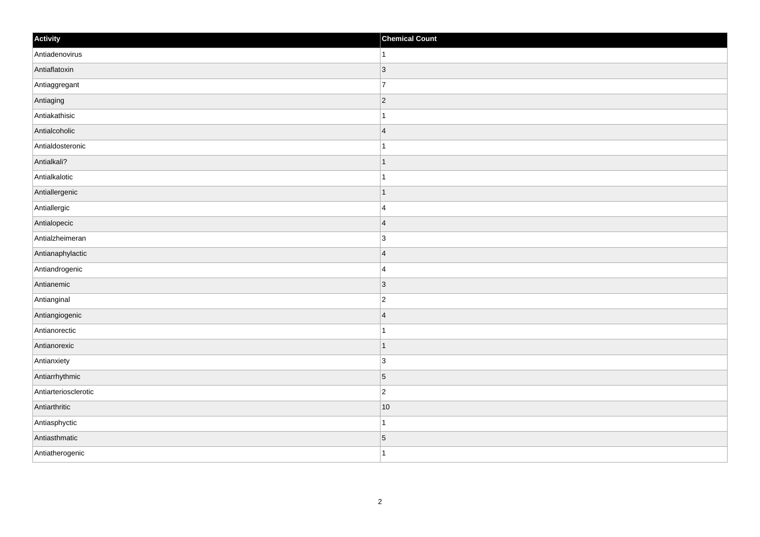| Activity | Chemical Count |
| --- | --- |
| Antiadenovirus | 1 |
| Antiaflatoxin | 3 |
| Antiaggregant | 7 |
| Antiaging | 2 |
| Antiakathisic | 1 |
| Antialcoholic | 4 |
| Antialdosteronic | 1 |
| Antialkali? | 1 |
| Antialkalotic | 1 |
| Antiallergenic | 1 |
| Antiallergic | 4 |
| Antialopecic | 4 |
| Antialzheimeran | 3 |
| Antianaphylactic | 4 |
| Antiandrogenic | 4 |
| Antianemic | 3 |
| Antianginal | 2 |
| Antiangiogenic | 4 |
| Antianorectic | 1 |
| Antianorexic | 1 |
| Antianxiety | 3 |
| Antiarrhythmic | 5 |
| Antiarteriosclerotic | 2 |
| Antiarthritic | 10 |
| Antiasphyctic | 1 |
| Antiasthmatic | 5 |
| Antiatherogenic | 1 |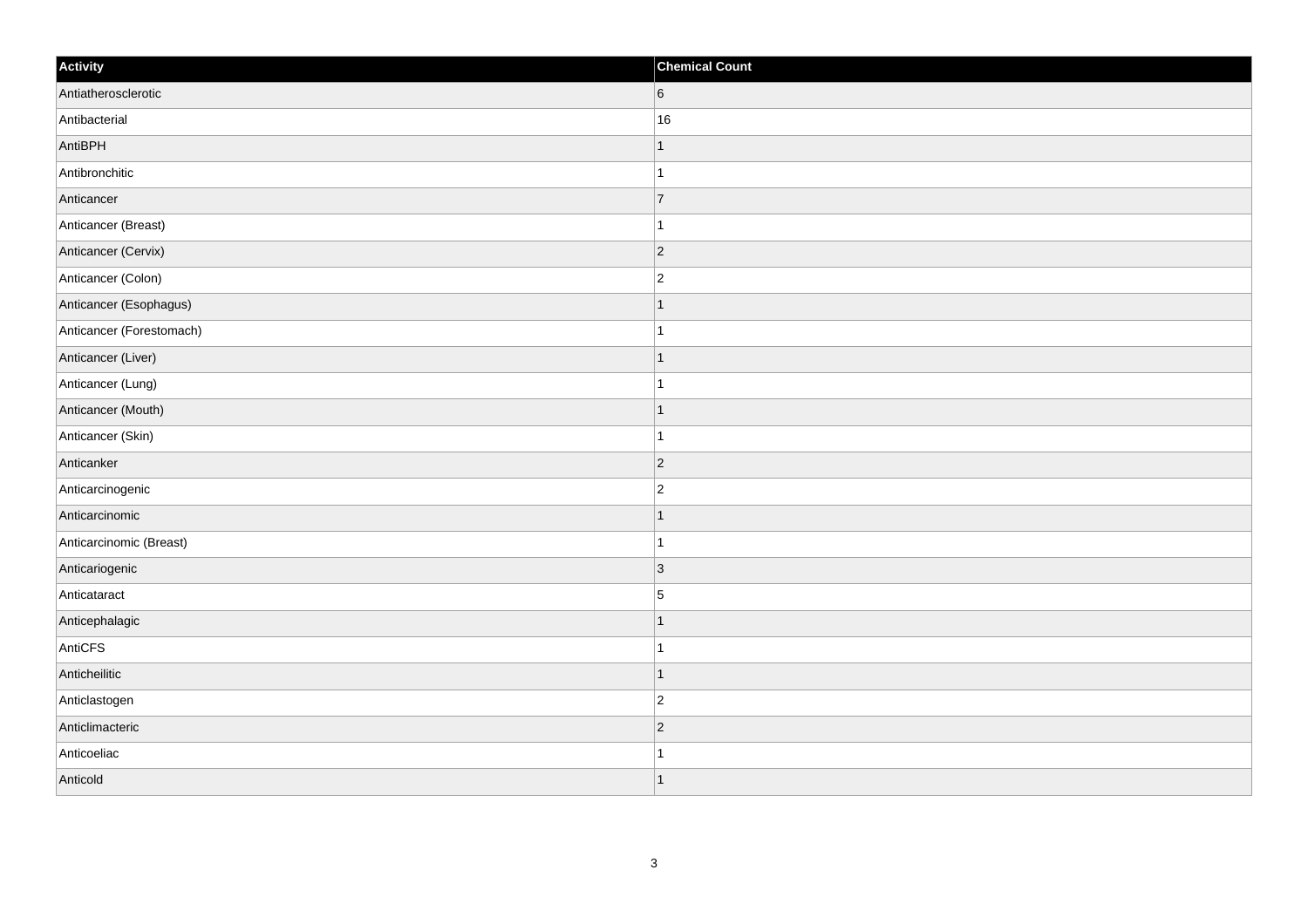| Activity | Chemical Count |
| --- | --- |
| Antiatherosclerotic | 6 |
| Antibacterial | 16 |
| AntiBPH | 1 |
| Antibronchitic | 1 |
| Anticancer | 7 |
| Anticancer (Breast) | 1 |
| Anticancer (Cervix) | 2 |
| Anticancer (Colon) | 2 |
| Anticancer (Esophagus) | 1 |
| Anticancer (Forestomach) | 1 |
| Anticancer (Liver) | 1 |
| Anticancer (Lung) | 1 |
| Anticancer (Mouth) | 1 |
| Anticancer (Skin) | 1 |
| Anticanker | 2 |
| Anticarcinogenic | 2 |
| Anticarcinomic | 1 |
| Anticarcinomic (Breast) | 1 |
| Anticariogenic | 3 |
| Anticataract | 5 |
| Anticephalagic | 1 |
| AntiCFS | 1 |
| Anticheilitic | 1 |
| Anticlastogen | 2 |
| Anticlimacteric | 2 |
| Anticoeliac | 1 |
| Anticold | 1 |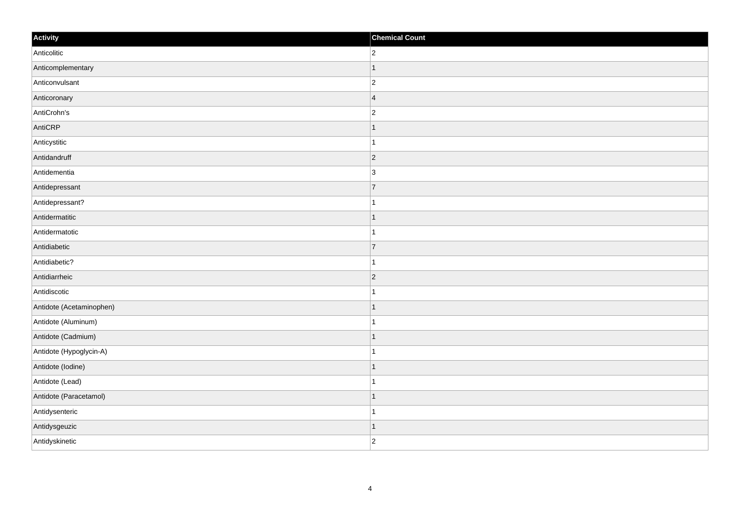| Activity | Chemical Count |
| --- | --- |
| Anticolitic | 2 |
| Anticomplementary | 1 |
| Anticonvulsant | 2 |
| Anticoronary | 4 |
| AntiCrohn's | 2 |
| AntiCRP | 1 |
| Anticystitic | 1 |
| Antidandruff | 2 |
| Antidementia | 3 |
| Antidepressant | 7 |
| Antidepressant? | 1 |
| Antidermatitic | 1 |
| Antidermatotic | 1 |
| Antidiabetic | 7 |
| Antidiabetic? | 1 |
| Antidiarrheic | 2 |
| Antidiscotic | 1 |
| Antidote (Acetaminophen) | 1 |
| Antidote (Aluminum) | 1 |
| Antidote (Cadmium) | 1 |
| Antidote (Hypoglycin-A) | 1 |
| Antidote (Iodine) | 1 |
| Antidote (Lead) | 1 |
| Antidote (Paracetamol) | 1 |
| Antidysenteric | 1 |
| Antidysgeuzic | 1 |
| Antidyskinetic | 2 |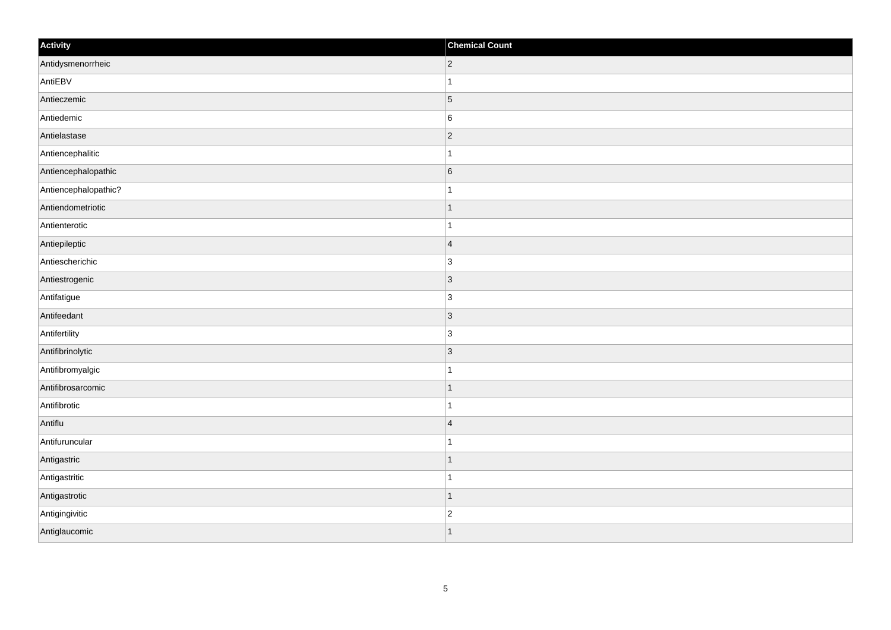| Activity | Chemical Count |
| --- | --- |
| Antidysmenorrheic | 2 |
| AntiEBV | 1 |
| Antieczemic | 5 |
| Antiedemic | 6 |
| Antielastase | 2 |
| Antiencephalitic | 1 |
| Antiencephalopathic | 6 |
| Antiencephalopathic? | 1 |
| Antiendometriotic | 1 |
| Antienterotic | 1 |
| Antiepileptic | 4 |
| Antiescherichic | 3 |
| Antiestrogenic | 3 |
| Antifatigue | 3 |
| Antifeedant | 3 |
| Antifertility | 3 |
| Antifibrinolytic | 3 |
| Antifibromyalgic | 1 |
| Antifibrosarcomic | 1 |
| Antifibrotic | 1 |
| Antiflu | 4 |
| Antifuruncular | 1 |
| Antigastric | 1 |
| Antigastritic | 1 |
| Antigastrotic | 1 |
| Antigingivitic | 2 |
| Antiglaucomic | 1 |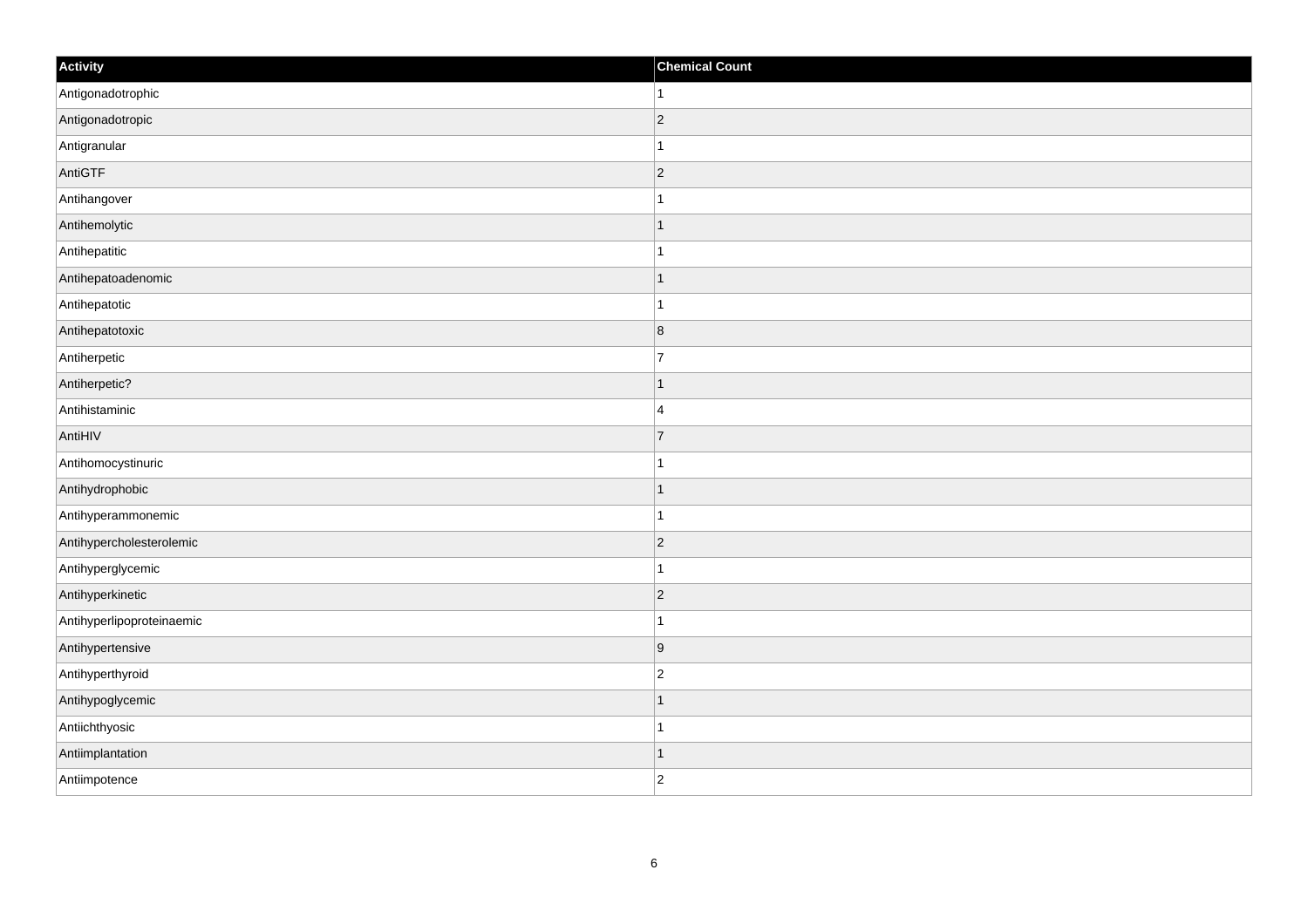| Activity | Chemical Count |
| --- | --- |
| Antigonadotrophic | 1 |
| Antigonadotropic | 2 |
| Antigranular | 1 |
| AntiGTF | 2 |
| Antihangover | 1 |
| Antihemolytic | 1 |
| Antihepatitic | 1 |
| Antihepatoadenomic | 1 |
| Antihepatotic | 1 |
| Antihepatotoxic | 8 |
| Antiherpetic | 7 |
| Antiherpetic? | 1 |
| Antihistaminic | 4 |
| AntiHIV | 7 |
| Antihomocystinuric | 1 |
| Antihydrophobic | 1 |
| Antihyperammonemic | 1 |
| Antihypercholesterolemic | 2 |
| Antihyperglycemic | 1 |
| Antihyperkinetic | 2 |
| Antihyperlipoproteinaemic | 1 |
| Antihypertensive | 9 |
| Antihyperthyroid | 2 |
| Antihypoglycemic | 1 |
| Antiichthyosic | 1 |
| Antiimplantation | 1 |
| Antiimpotence | 2 |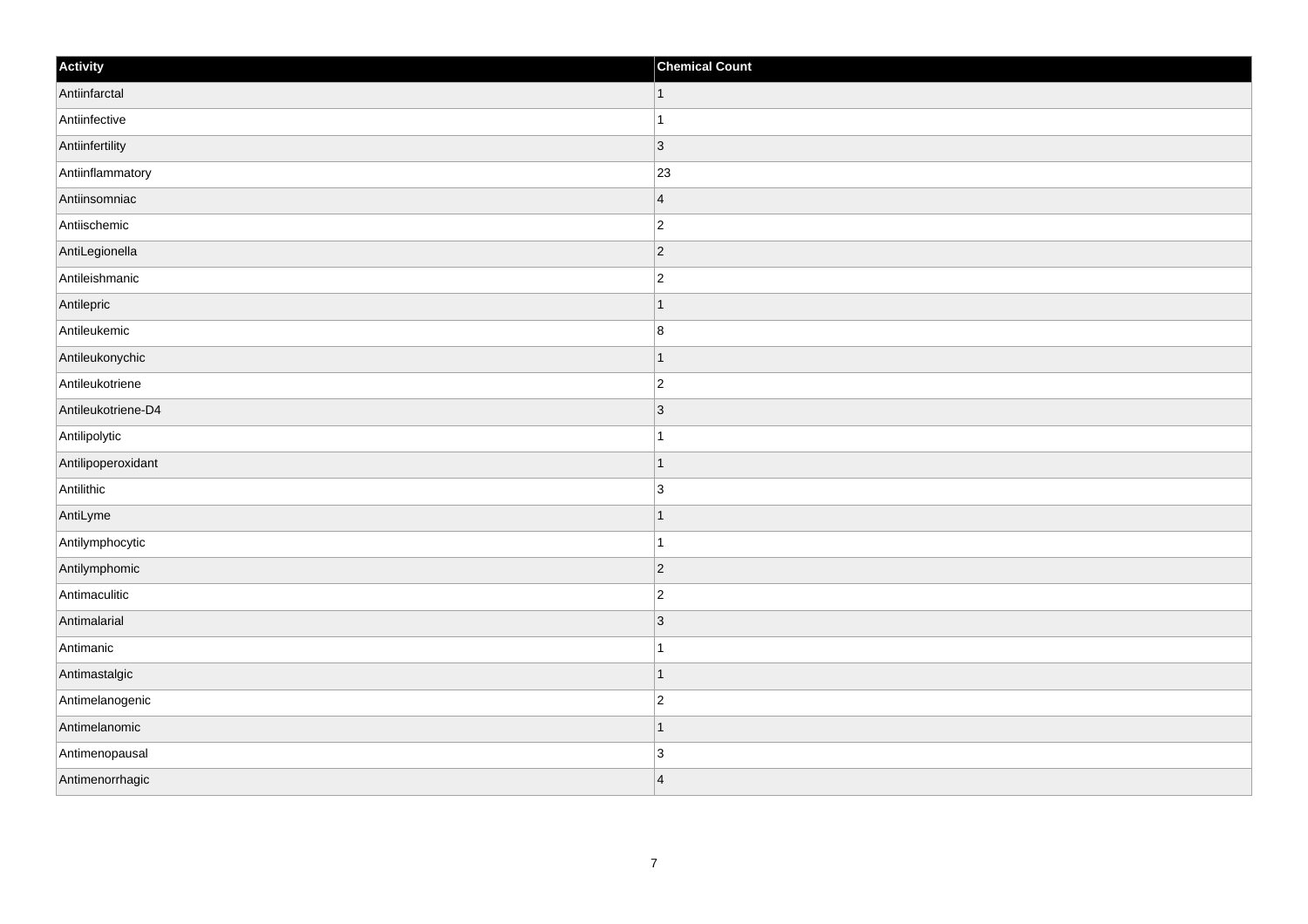| Activity | Chemical Count |
| --- | --- |
| Antiinfarctal | 1 |
| Antiinfective | 1 |
| Antiinfertility | 3 |
| Antiinflammatory | 23 |
| Antiinsomniac | 4 |
| Antiischemic | 2 |
| AntiLegionella | 2 |
| Antileishmanic | 2 |
| Antilepric | 1 |
| Antileukemic | 8 |
| Antileukonychic | 1 |
| Antileukotriene | 2 |
| Antileukotriene-D4 | 3 |
| Antilipolytic | 1 |
| Antilipoperoxidant | 1 |
| Antilithic | 3 |
| AntiLyme | 1 |
| Antilymphocytic | 1 |
| Antilymphomic | 2 |
| Antimaculitic | 2 |
| Antimalarial | 3 |
| Antimanic | 1 |
| Antimastalgic | 1 |
| Antimelanogenic | 2 |
| Antimelanomic | 1 |
| Antimenopausal | 3 |
| Antimenorrhagic | 4 |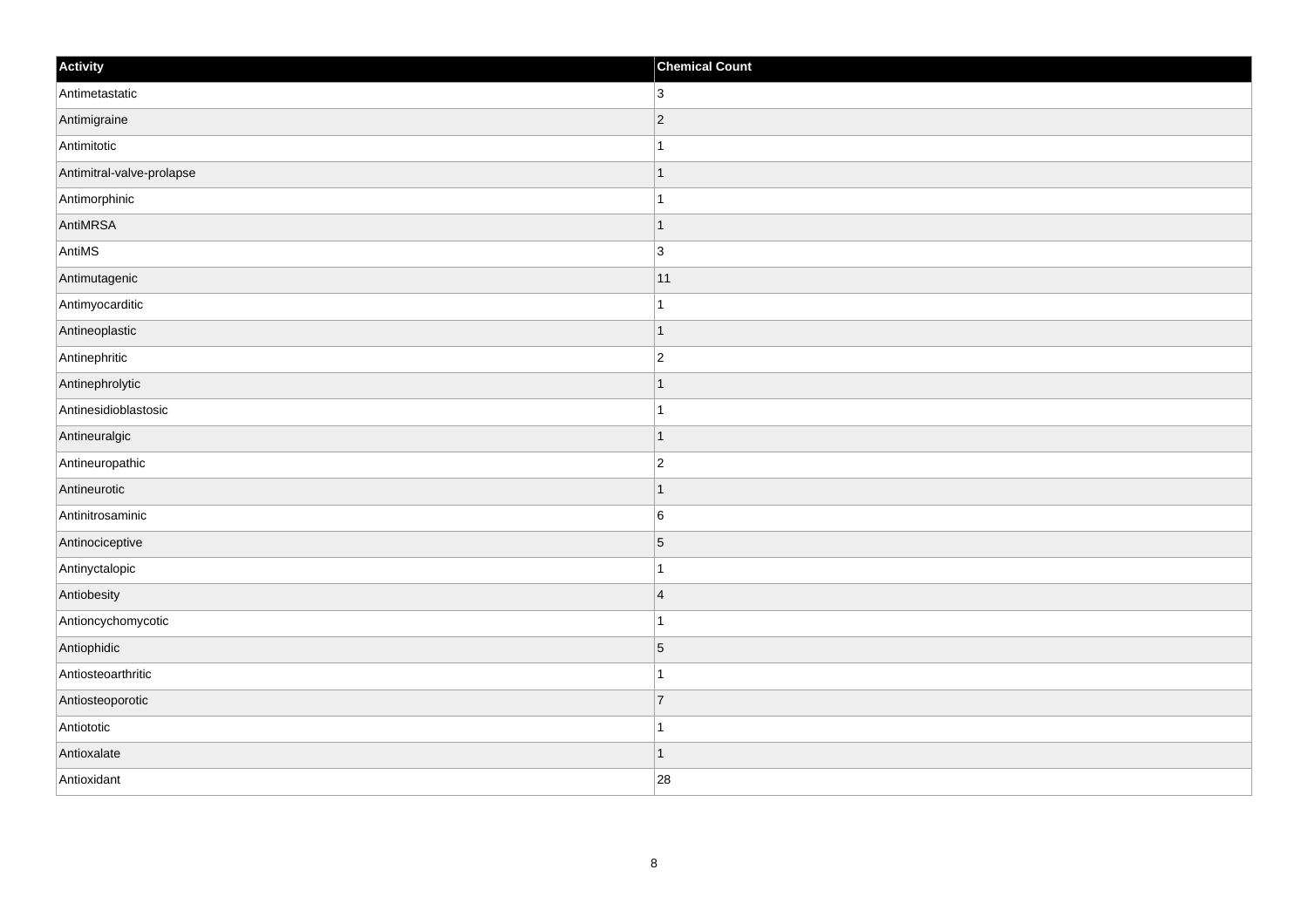| Activity | Chemical Count |
| --- | --- |
| Antimetastatic | 3 |
| Antimigraine | 2 |
| Antimitotic | 1 |
| Antimitral-valve-prolapse | 1 |
| Antimorphinic | 1 |
| AntiMRSA | 1 |
| AntiMS | 3 |
| Antimutagenic | 11 |
| Antimyocarditic | 1 |
| Antineoplastic | 1 |
| Antinephritic | 2 |
| Antinephrolytic | 1 |
| Antinesidioblastosic | 1 |
| Antineuralgic | 1 |
| Antineuropathic | 2 |
| Antineurotic | 1 |
| Antinitrosaminic | 6 |
| Antinociceptive | 5 |
| Antinyctalopic | 1 |
| Antiobesity | 4 |
| Antioncychomycotic | 1 |
| Antiophidic | 5 |
| Antiosteoarthritic | 1 |
| Antiosteoporotic | 7 |
| Antiototic | 1 |
| Antioxalate | 1 |
| Antioxidant | 28 |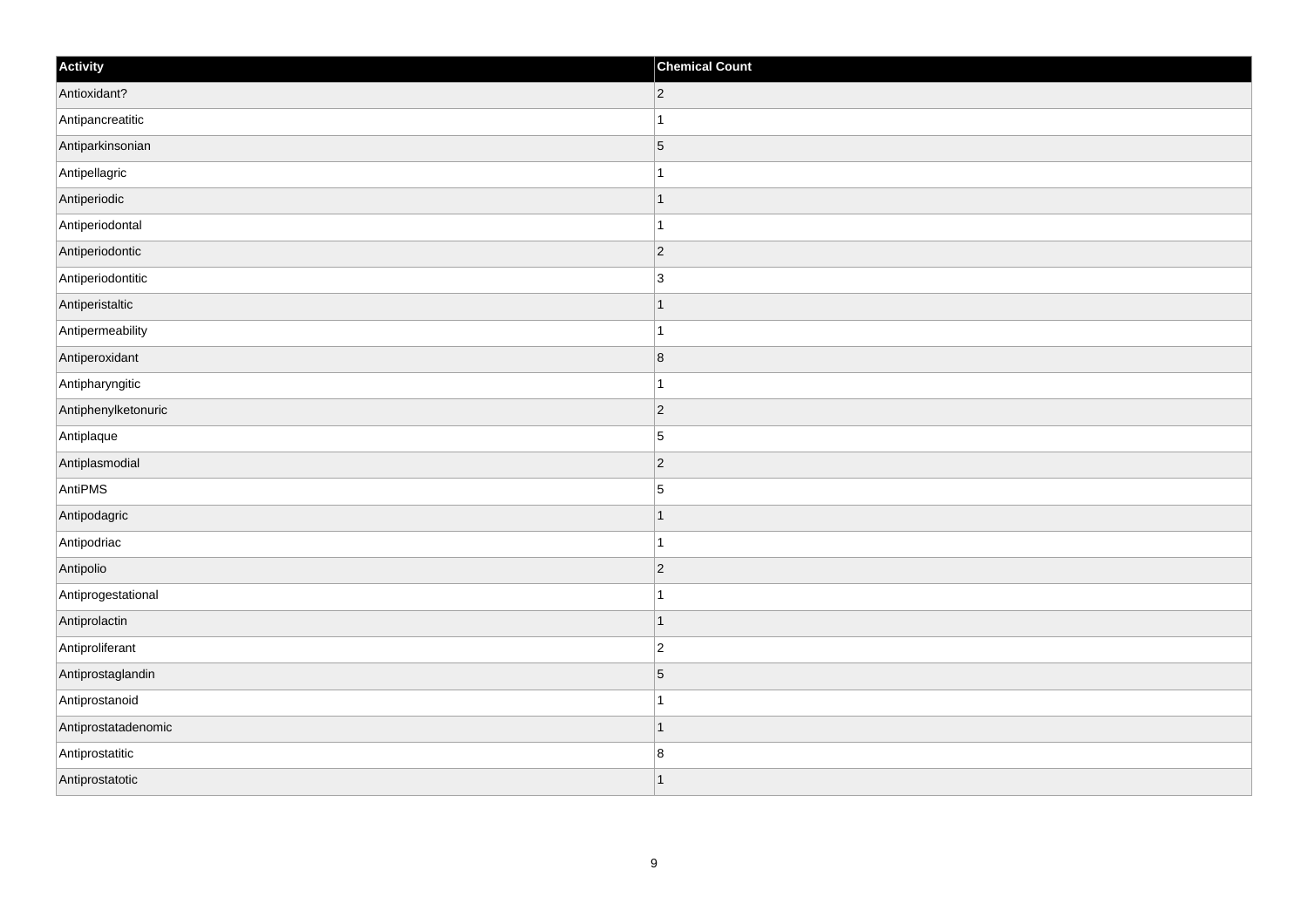| Activity | Chemical Count |
| --- | --- |
| Antioxidant? | 2 |
| Antipancreatitic | 1 |
| Antiparkinsonian | 5 |
| Antipellagric | 1 |
| Antiperiodic | 1 |
| Antiperiodontal | 1 |
| Antiperiodontic | 2 |
| Antiperiodontitic | 3 |
| Antiperistaltic | 1 |
| Antipermeability | 1 |
| Antiperoxidant | 8 |
| Antipharyngitic | 1 |
| Antiphenylketonuric | 2 |
| Antiplaque | 5 |
| Antiplasmodial | 2 |
| AntiPMS | 5 |
| Antipodagric | 1 |
| Antipodriac | 1 |
| Antipolio | 2 |
| Antiprogestational | 1 |
| Antiprolactin | 1 |
| Antiproliferant | 2 |
| Antiprostaglandin | 5 |
| Antiprostanoid | 1 |
| Antiprostatadenomic | 1 |
| Antiprostatitic | 8 |
| Antiprostatotic | 1 |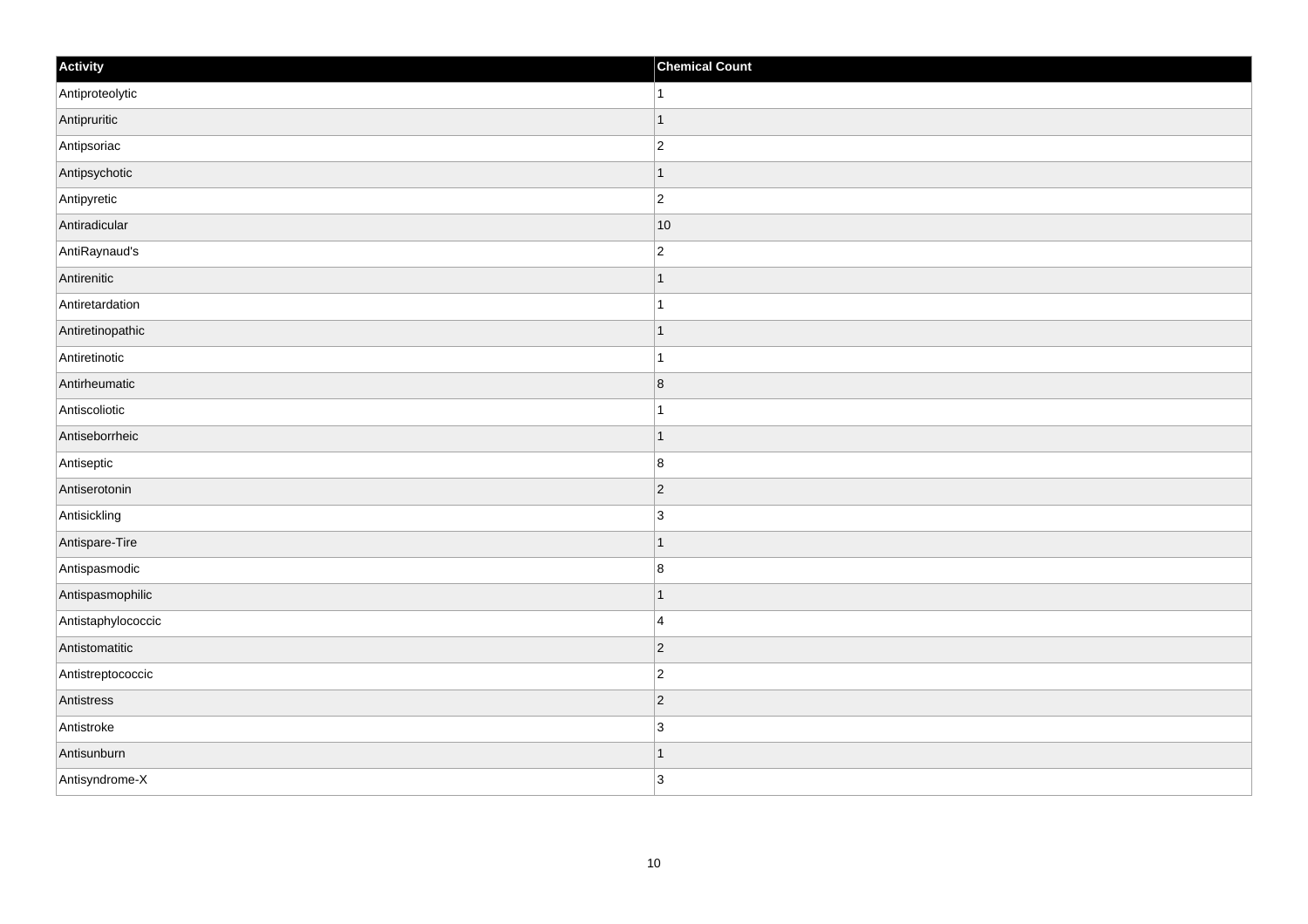| Activity | Chemical Count |
| --- | --- |
| Antiproteolytic | 1 |
| Antipruritic | 1 |
| Antipsoriac | 2 |
| Antipsychotic | 1 |
| Antipyretic | 2 |
| Antiradicular | 10 |
| AntiRaynaud's | 2 |
| Antirenitic | 1 |
| Antiretardation | 1 |
| Antiretinopathic | 1 |
| Antiretinotic | 1 |
| Antirheumatic | 8 |
| Antiscoliotic | 1 |
| Antiseborrheic | 1 |
| Antiseptic | 8 |
| Antiserotonin | 2 |
| Antisickling | 3 |
| Antispare-Tire | 1 |
| Antispasmodic | 8 |
| Antispasmophilic | 1 |
| Antistaphylococcic | 4 |
| Antistomatitic | 2 |
| Antistreptococcic | 2 |
| Antistress | 2 |
| Antistroke | 3 |
| Antisunburn | 1 |
| Antisyndrome-X | 3 |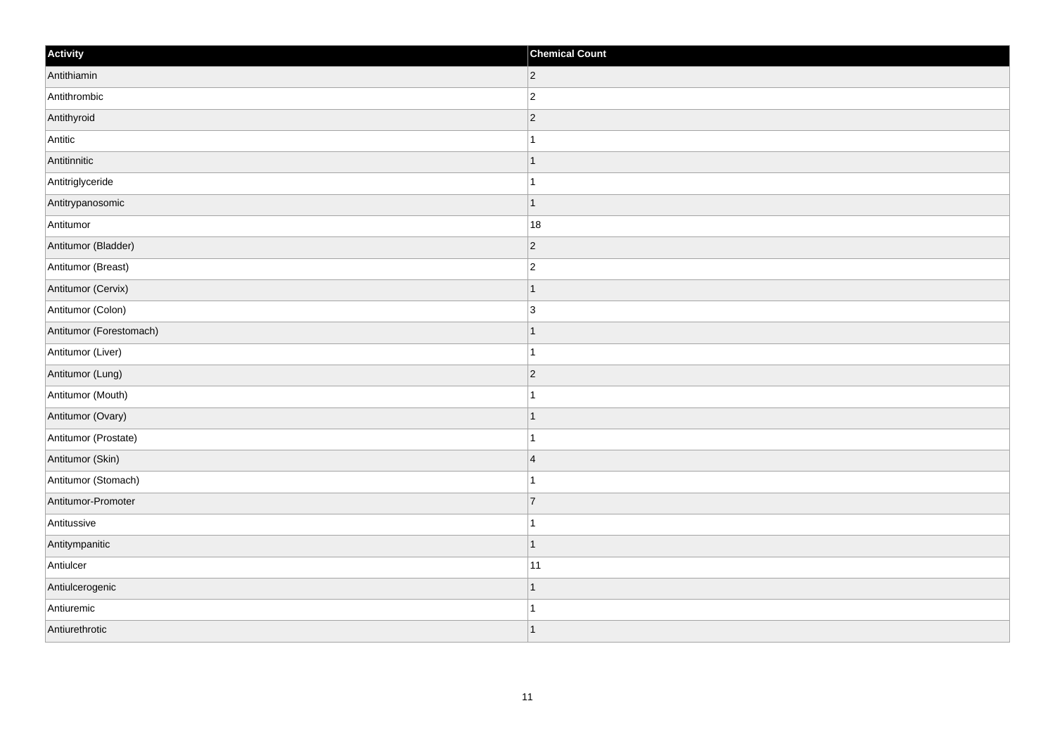| Activity | Chemical Count |
| --- | --- |
| Antithiamin | 2 |
| Antithrombic | 2 |
| Antithyroid | 2 |
| Antitic | 1 |
| Antitinnitic | 1 |
| Antitriglyceride | 1 |
| Antitrypanosomic | 1 |
| Antitumor | 18 |
| Antitumor (Bladder) | 2 |
| Antitumor (Breast) | 2 |
| Antitumor (Cervix) | 1 |
| Antitumor (Colon) | 3 |
| Antitumor (Forestomach) | 1 |
| Antitumor (Liver) | 1 |
| Antitumor (Lung) | 2 |
| Antitumor (Mouth) | 1 |
| Antitumor (Ovary) | 1 |
| Antitumor (Prostate) | 1 |
| Antitumor (Skin) | 4 |
| Antitumor (Stomach) | 1 |
| Antitumor-Promoter | 7 |
| Antitussive | 1 |
| Antitympanitic | 1 |
| Antiulcer | 11 |
| Antiulcerogenic | 1 |
| Antiuremic | 1 |
| Antiurethrotic | 1 |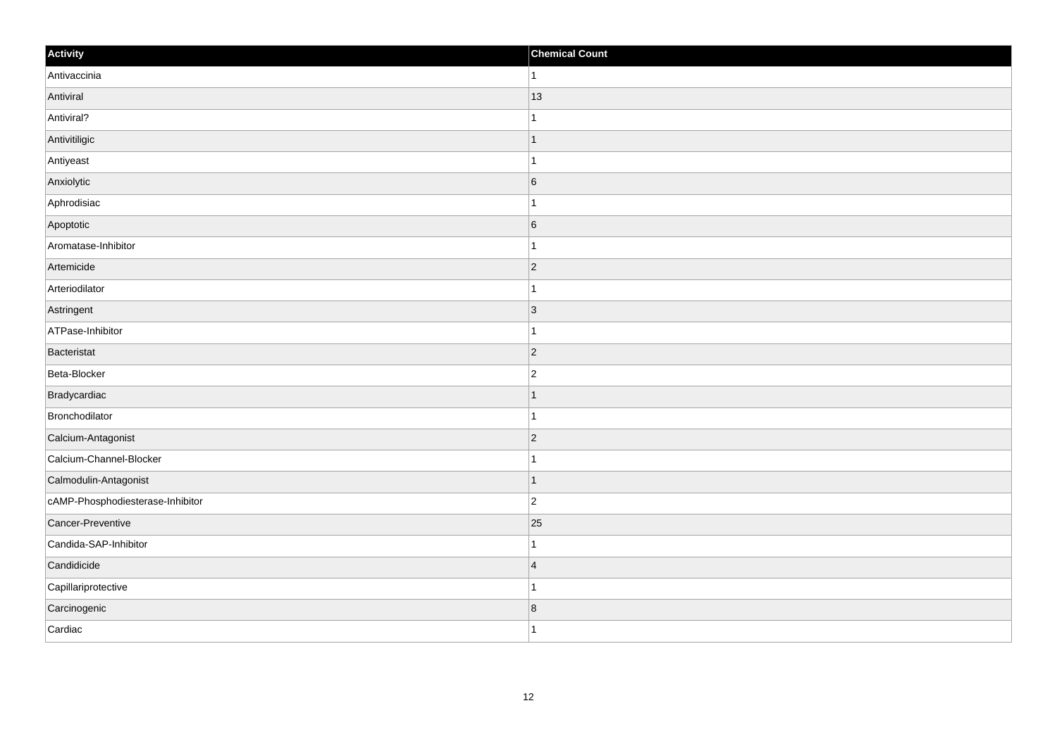| Activity | Chemical Count |
| --- | --- |
| Antivaccinia | 1 |
| Antiviral | 13 |
| Antiviral? | 1 |
| Antivitiligic | 1 |
| Antiyeast | 1 |
| Anxiolytic | 6 |
| Aphrodisiac | 1 |
| Apoptotic | 6 |
| Aromatase-Inhibitor | 1 |
| Artemicide | 2 |
| Arteriodilator | 1 |
| Astringent | 3 |
| ATPase-Inhibitor | 1 |
| Bacteristat | 2 |
| Beta-Blocker | 2 |
| Bradycardiac | 1 |
| Bronchodilator | 1 |
| Calcium-Antagonist | 2 |
| Calcium-Channel-Blocker | 1 |
| Calmodulin-Antagonist | 1 |
| cAMP-Phosphodiesterase-Inhibitor | 2 |
| Cancer-Preventive | 25 |
| Candida-SAP-Inhibitor | 1 |
| Candidicide | 4 |
| Capillariprotective | 1 |
| Carcinogenic | 8 |
| Cardiac | 1 |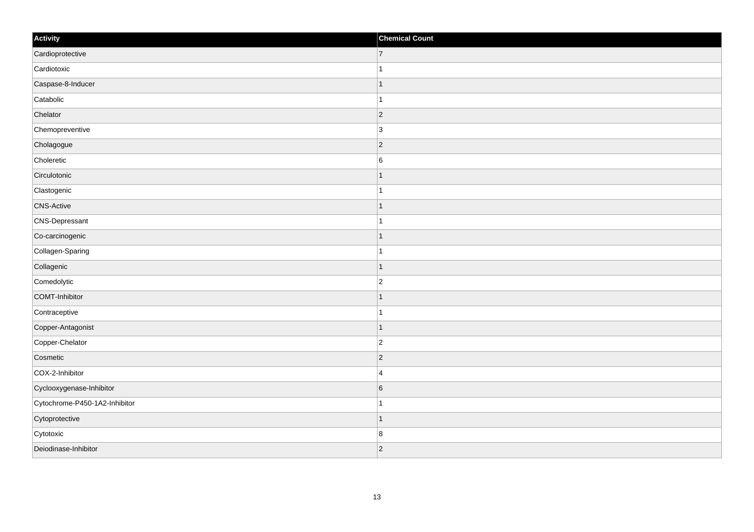| Activity | Chemical Count |
| --- | --- |
| Cardioprotective | 7 |
| Cardiotoxic | 1 |
| Caspase-8-Inducer | 1 |
| Catabolic | 1 |
| Chelator | 2 |
| Chemopreventive | 3 |
| Cholagogue | 2 |
| Choleretic | 6 |
| Circulotonic | 1 |
| Clastogenic | 1 |
| CNS-Active | 1 |
| CNS-Depressant | 1 |
| Co-carcinogenic | 1 |
| Collagen-Sparing | 1 |
| Collagenic | 1 |
| Comedolytic | 2 |
| COMT-Inhibitor | 1 |
| Contraceptive | 1 |
| Copper-Antagonist | 1 |
| Copper-Chelator | 2 |
| Cosmetic | 2 |
| COX-2-Inhibitor | 4 |
| Cyclooxygenase-Inhibitor | 6 |
| Cytochrome-P450-1A2-Inhibitor | 1 |
| Cytoprotective | 1 |
| Cytotoxic | 8 |
| Deiodinase-Inhibitor | 2 |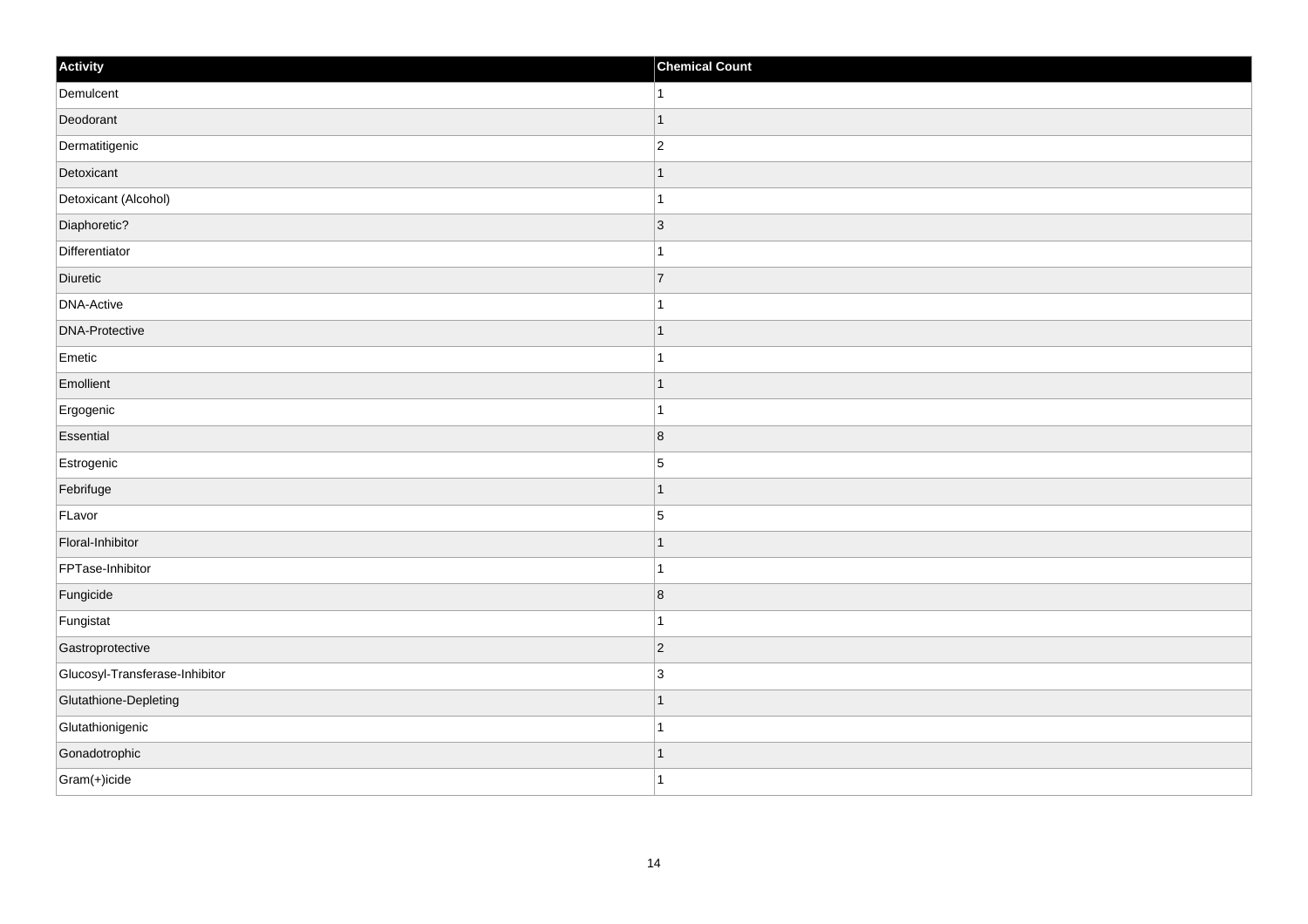| Activity | Chemical Count |
| --- | --- |
| Demulcent | 1 |
| Deodorant | 1 |
| Dermatitigenic | 2 |
| Detoxicant | 1 |
| Detoxicant (Alcohol) | 1 |
| Diaphoretic? | 3 |
| Differentiator | 1 |
| Diuretic | 7 |
| DNA-Active | 1 |
| DNA-Protective | 1 |
| Emetic | 1 |
| Emollient | 1 |
| Ergogenic | 1 |
| Essential | 8 |
| Estrogenic | 5 |
| Febrifuge | 1 |
| FLavor | 5 |
| Floral-Inhibitor | 1 |
| FPTase-Inhibitor | 1 |
| Fungicide | 8 |
| Fungistat | 1 |
| Gastroprotective | 2 |
| Glucosyl-Transferase-Inhibitor | 3 |
| Glutathione-Depleting | 1 |
| Glutathionigenic | 1 |
| Gonadotrophic | 1 |
| Gram(+)icide | 1 |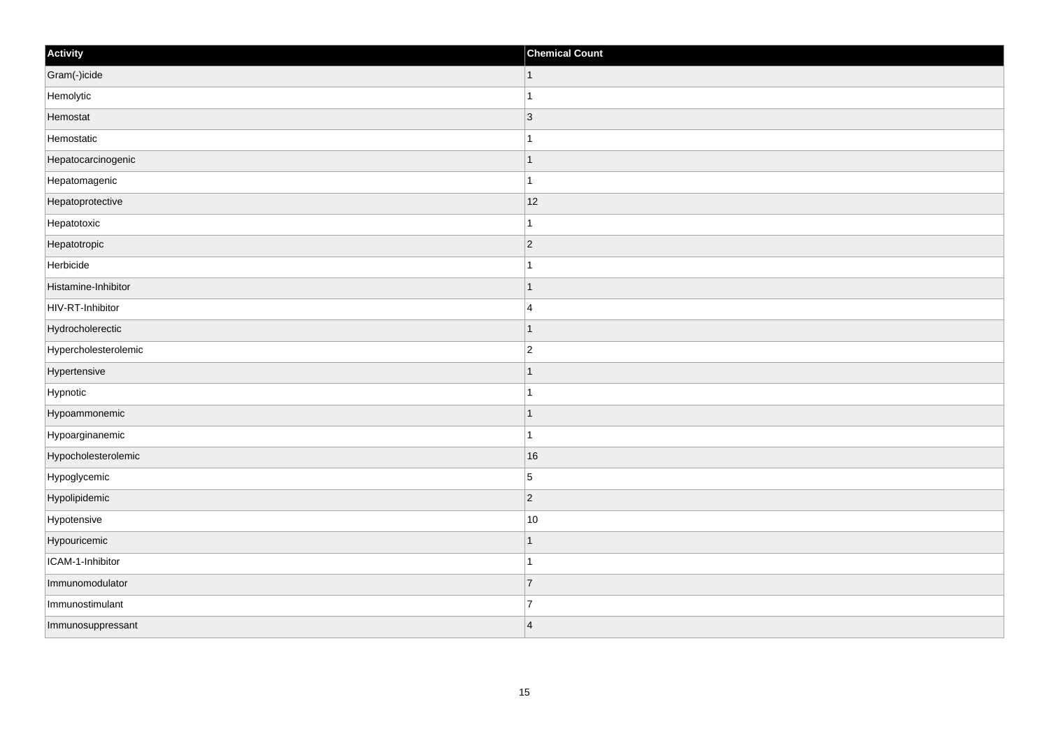| Activity | Chemical Count |
| --- | --- |
| Gram(-)icide | 1 |
| Hemolytic | 1 |
| Hemostat | 3 |
| Hemostatic | 1 |
| Hepatocarcinogenic | 1 |
| Hepatomagenic | 1 |
| Hepatoprotective | 12 |
| Hepatotoxic | 1 |
| Hepatotropic | 2 |
| Herbicide | 1 |
| Histamine-Inhibitor | 1 |
| HIV-RT-Inhibitor | 4 |
| Hydrocholerectic | 1 |
| Hypercholesterolemic | 2 |
| Hypertensive | 1 |
| Hypnotic | 1 |
| Hypoammonemic | 1 |
| Hypoarginanemic | 1 |
| Hypocholesterolemic | 16 |
| Hypoglycemic | 5 |
| Hypolipidemic | 2 |
| Hypotensive | 10 |
| Hypouricemic | 1 |
| ICAM-1-Inhibitor | 1 |
| Immunomodulator | 7 |
| Immunostimulant | 7 |
| Immunosuppressant | 4 |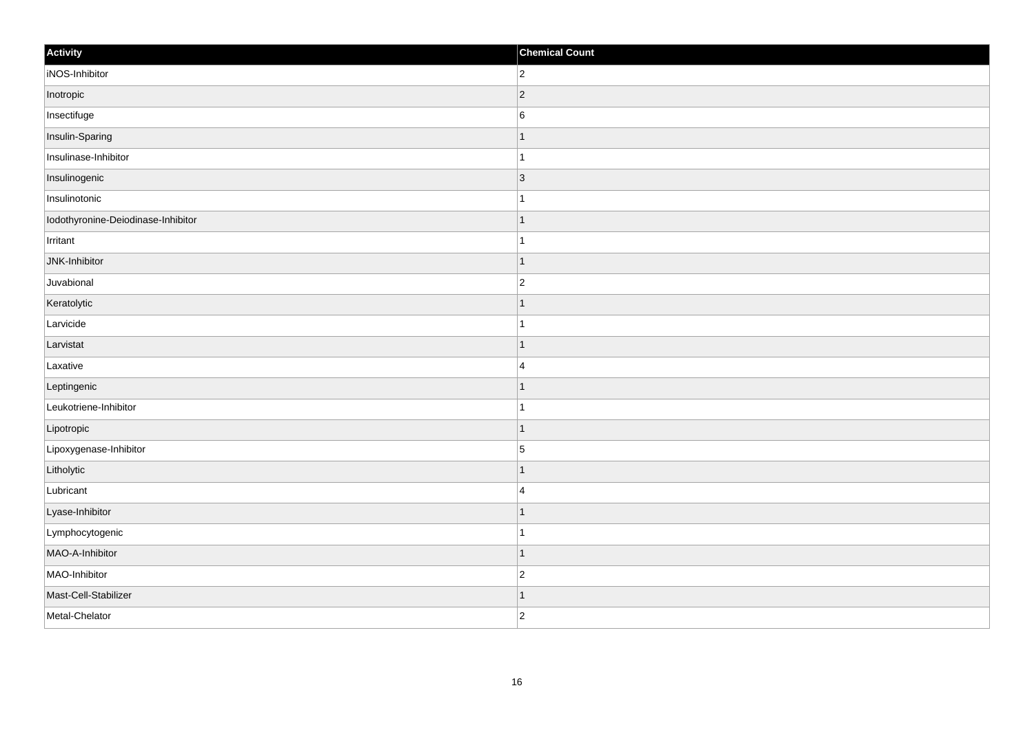| Activity | Chemical Count |
| --- | --- |
| iNOS-Inhibitor | 2 |
| Inotropic | 2 |
| Insectifuge | 6 |
| Insulin-Sparing | 1 |
| Insulinase-Inhibitor | 1 |
| Insulinogenic | 3 |
| Insulinotonic | 1 |
| Iodothyronine-Deiodinase-Inhibitor | 1 |
| Irritant | 1 |
| JNK-Inhibitor | 1 |
| Juvabional | 2 |
| Keratolytic | 1 |
| Larvicide | 1 |
| Larvistat | 1 |
| Laxative | 4 |
| Leptingenic | 1 |
| Leukotriene-Inhibitor | 1 |
| Lipotropic | 1 |
| Lipoxygenase-Inhibitor | 5 |
| Litholytic | 1 |
| Lubricant | 4 |
| Lyase-Inhibitor | 1 |
| Lymphocytogenic | 1 |
| MAO-A-Inhibitor | 1 |
| MAO-Inhibitor | 2 |
| Mast-Cell-Stabilizer | 1 |
| Metal-Chelator | 2 |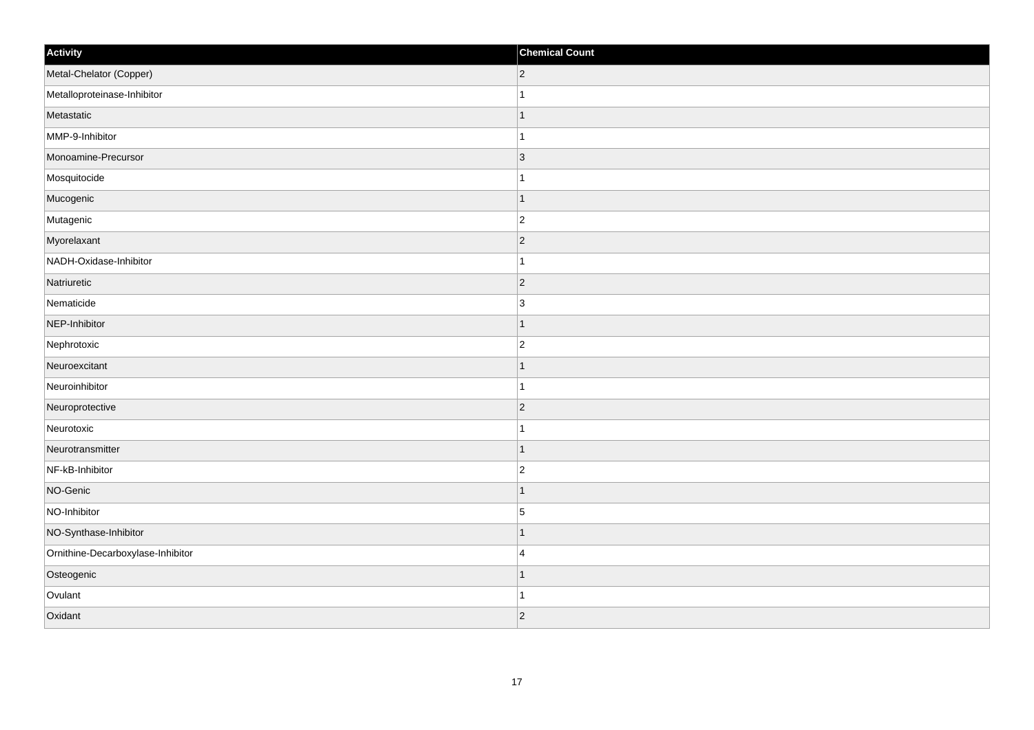| Activity | Chemical Count |
| --- | --- |
| Metal-Chelator (Copper) | 2 |
| Metalloproteinase-Inhibitor | 1 |
| Metastatic | 1 |
| MMP-9-Inhibitor | 1 |
| Monoamine-Precursor | 3 |
| Mosquitocide | 1 |
| Mucogenic | 1 |
| Mutagenic | 2 |
| Myorelaxant | 2 |
| NADH-Oxidase-Inhibitor | 1 |
| Natriuretic | 2 |
| Nematicide | 3 |
| NEP-Inhibitor | 1 |
| Nephrotoxic | 2 |
| Neuroexcitant | 1 |
| Neuroinhibitor | 1 |
| Neuroprotective | 2 |
| Neurotoxic | 1 |
| Neurotransmitter | 1 |
| NF-kB-Inhibitor | 2 |
| NO-Genic | 1 |
| NO-Inhibitor | 5 |
| NO-Synthase-Inhibitor | 1 |
| Ornithine-Decarboxylase-Inhibitor | 4 |
| Osteogenic | 1 |
| Ovulant | 1 |
| Oxidant | 2 |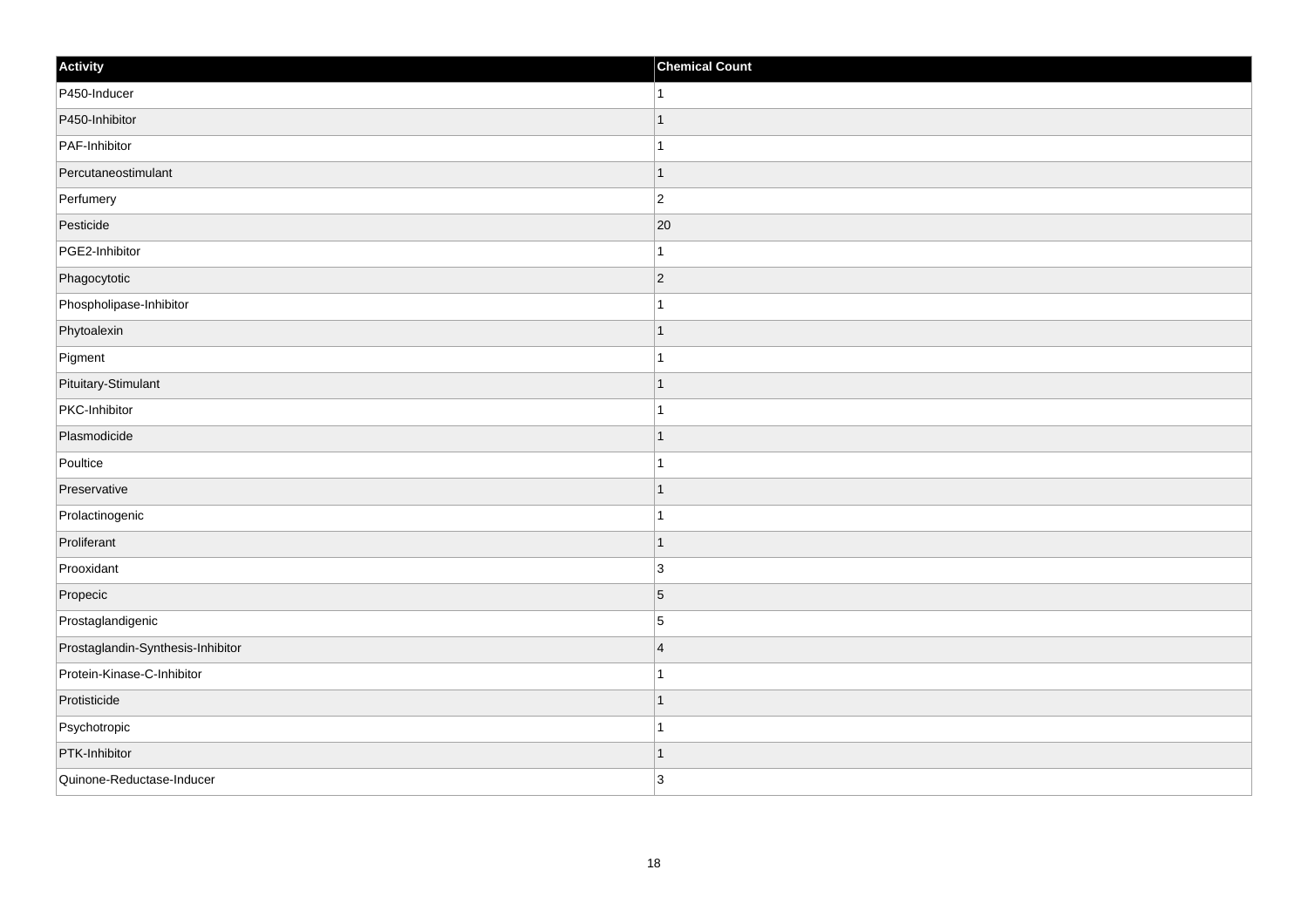| Activity | Chemical Count |
| --- | --- |
| P450-Inducer | 1 |
| P450-Inhibitor | 1 |
| PAF-Inhibitor | 1 |
| Percutaneostimulant | 1 |
| Perfumery | 2 |
| Pesticide | 20 |
| PGE2-Inhibitor | 1 |
| Phagocytotic | 2 |
| Phospholipase-Inhibitor | 1 |
| Phytoalexin | 1 |
| Pigment | 1 |
| Pituitary-Stimulant | 1 |
| PKC-Inhibitor | 1 |
| Plasmodicide | 1 |
| Poultice | 1 |
| Preservative | 1 |
| Prolactinogenic | 1 |
| Proliferant | 1 |
| Prooxidant | 3 |
| Propecic | 5 |
| Prostaglandigenic | 5 |
| Prostaglandin-Synthesis-Inhibitor | 4 |
| Protein-Kinase-C-Inhibitor | 1 |
| Protisticide | 1 |
| Psychotropic | 1 |
| PTK-Inhibitor | 1 |
| Quinone-Reductase-Inducer | 3 |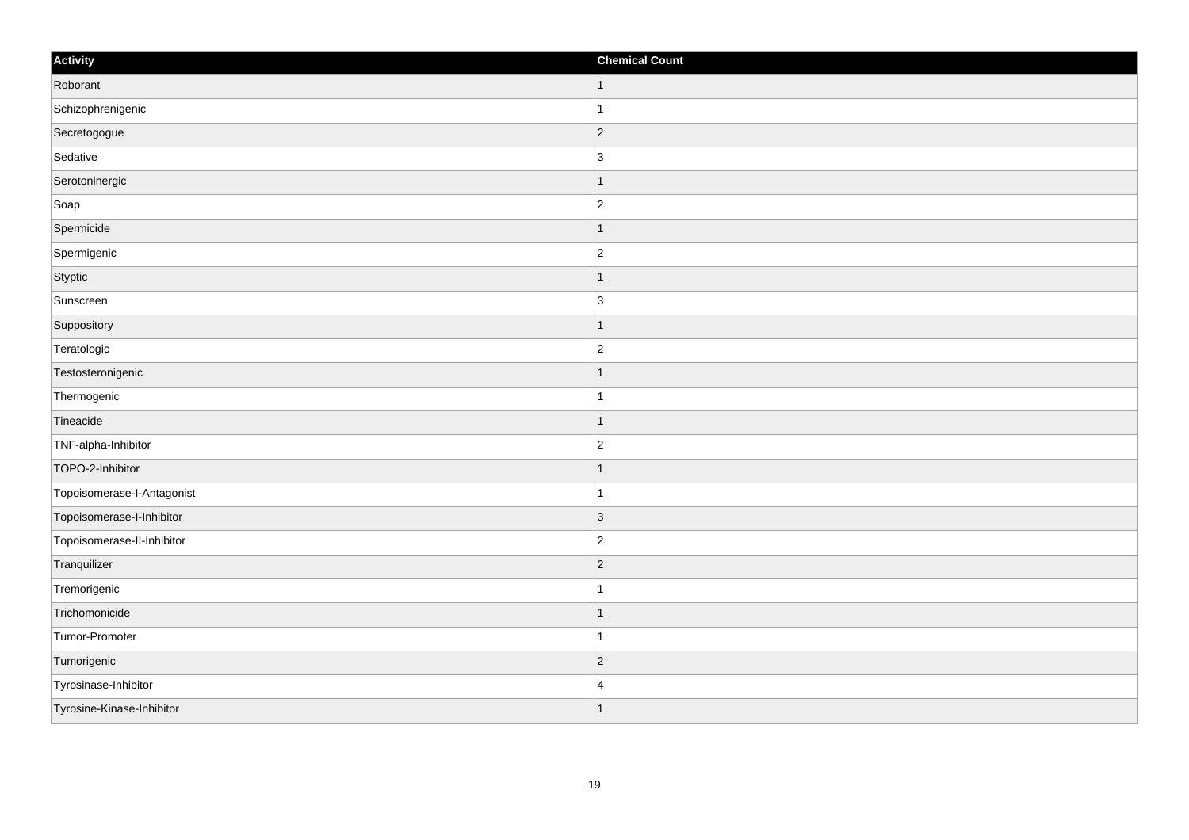| Activity | Chemical Count |
| --- | --- |
| Roborant | 1 |
| Schizophrenigenic | 1 |
| Secretogogue | 2 |
| Sedative | 3 |
| Serotoninergic | 1 |
| Soap | 2 |
| Spermicide | 1 |
| Spermigenic | 2 |
| Styptic | 1 |
| Sunscreen | 3 |
| Suppository | 1 |
| Teratologic | 2 |
| Testosteronigenic | 1 |
| Thermogenic | 1 |
| Tineacide | 1 |
| TNF-alpha-Inhibitor | 2 |
| TOPO-2-Inhibitor | 1 |
| Topoisomerase-I-Antagonist | 1 |
| Topoisomerase-I-Inhibitor | 3 |
| Topoisomerase-II-Inhibitor | 2 |
| Tranquilizer | 2 |
| Tremorigenic | 1 |
| Trichomonicide | 1 |
| Tumor-Promoter | 1 |
| Tumorigenic | 2 |
| Tyrosinase-Inhibitor | 4 |
| Tyrosine-Kinase-Inhibitor | 1 |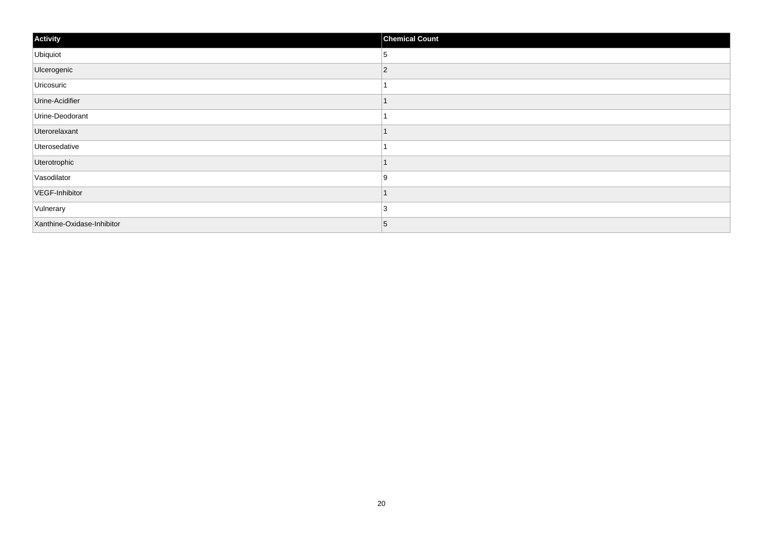| Activity | Chemical Count |
| --- | --- |
| Ubiquiot | 5 |
| Ulcerogenic | 2 |
| Uricosuric | 1 |
| Urine-Acidifier | 1 |
| Urine-Deodorant | 1 |
| Uterorelaxant | 1 |
| Uterosedative | 1 |
| Uterotrophic | 1 |
| Vasodilator | 9 |
| VEGF-Inhibitor | 1 |
| Vulnerary | 3 |
| Xanthine-Oxidase-Inhibitor | 5 |